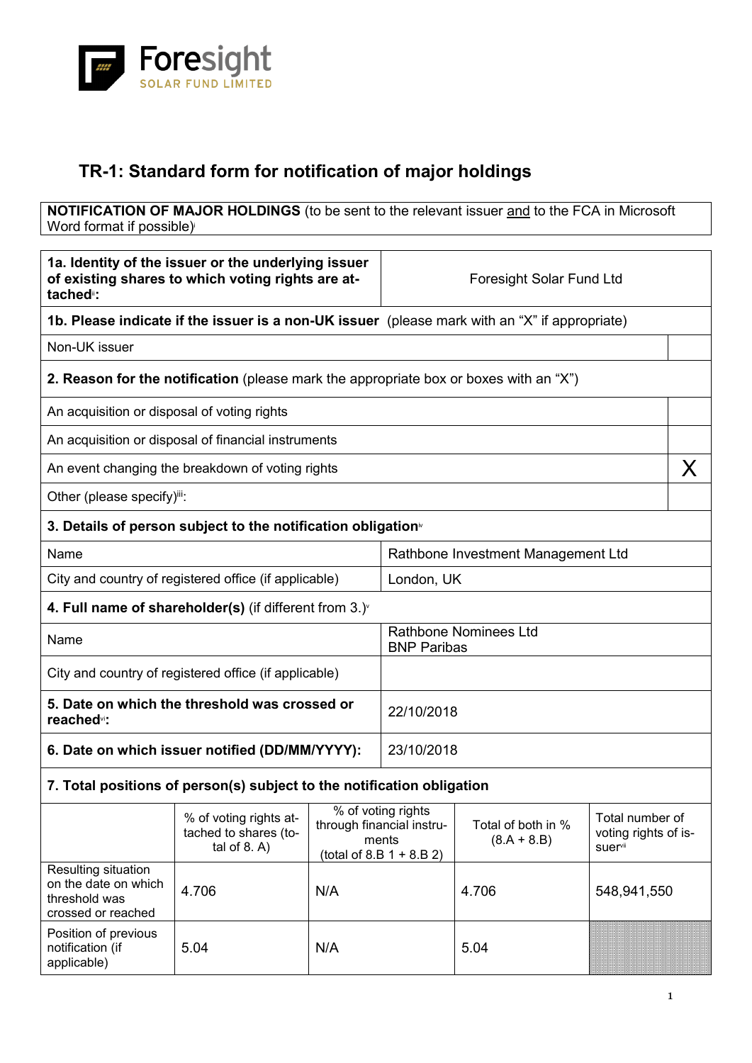Foresight
SOLAR FUND LIMITED

# TR-1: Standard form for notification of major holdings

**NOTIFICATION OF MAJOR HOLDINGS** (to be sent to the relevant issuer and to the FCA in Microsoft Word format if possible)[i]

| **1a. Identity of the issuer or the underlying issuer of existing shares to which voting rights are attached**[ii]**:** | Foresight Solar Fund Ltd |
|---|---|
| **1b. Please indicate if the issuer is a non-UK issuer** (please mark with an "X" if appropriate) | |
| Non-UK issuer | |
| **2. Reason for the notification** (please mark the appropriate box or boxes with an "X") | |
| An acquisition or disposal of voting rights | |
| An acquisition or disposal of financial instruments | |
| An event changing the breakdown of voting rights | X |
| Other (please specify)[iii]: | |
| **3. Details of person subject to the notification obligation**[iv] | |
| Name | Rathbone Investment Management Ltd |
| City and country of registered office (if applicable) | London, UK |
| **4. Full name of shareholder(s)** (if different from 3.)[v] | |
| Name | Rathbone Nominees Ltd<br>BNP Paribas |
| City and country of registered office (if applicable) | |
| **5. Date on which the threshold was crossed or reached**[vi]**:** | 22/10/2018 |
| **6. Date on which issuer notified (DD/MM/YYYY):** | 23/10/2018 |

**7. Total positions of person(s) subject to the notification obligation**

| | % of voting rights attached to shares (total of 8. A) | % of voting rights through financial instruments (total of 8.B 1 + 8.B 2) | Total of both in % (8.A + 8.B) | Total number of voting rights of issuer[vii] |
|---|---|---|---|---|
| Resulting situation on the date on which threshold was crossed or reached | 4.706 | N/A | 4.706 | 548,941,550 |
| Position of previous notification (if applicable) | 5.04 | N/A | 5.04 | |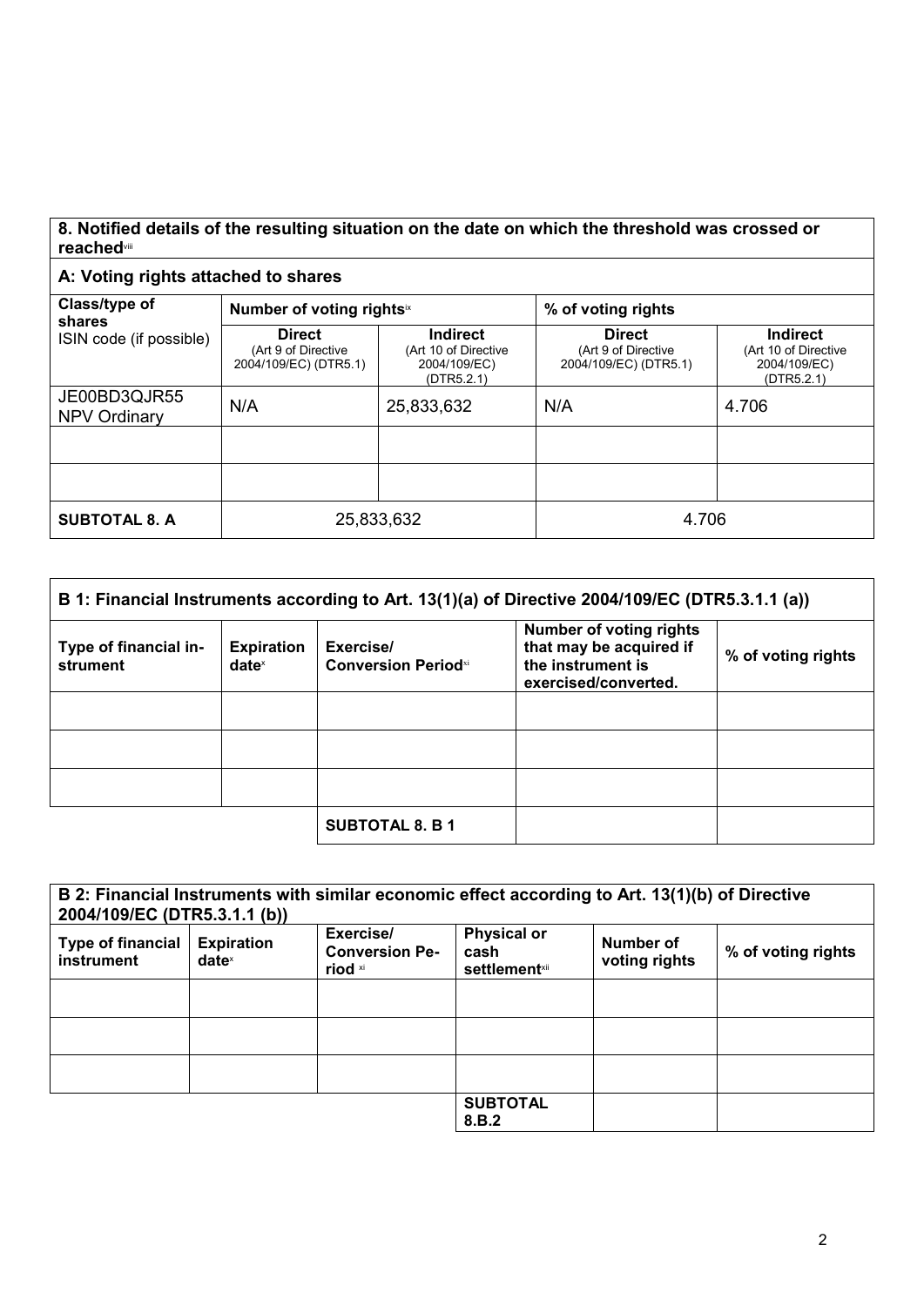## 8. Notified details of the resulting situation on the date on which the threshold was crossed or reached[viii]

### A: Voting rights attached to shares

| Class/type of shares ISIN code (if possible) | Number of voting rights[ix] | | % of voting rights | |
|---|---|---|---|---|
| | **Direct** (Art 9 of Directive 2004/109/EC) (DTR5.1) | **Indirect** (Art 10 of Directive 2004/109/EC) (DTR5.2.1) | **Direct** (Art 9 of Directive 2004/109/EC) (DTR5.1) | **Indirect** (Art 10 of Directive 2004/109/EC) (DTR5.2.1) |
| JE00BD3QJR55 NPV Ordinary | N/A | 25,833,632 | N/A | 4.706 |
| | | | | |
| | | | | |
| **SUBTOTAL 8. A** | 25,833,632 | | 4.706 | |

### B 1: Financial Instruments according to Art. 13(1)(a) of Directive 2004/109/EC (DTR5.3.1.1 (a))

| Type of financial instrument | Expiration date[x] | Exercise/ Conversion Period[xi] | Number of voting rights that may be acquired if the instrument is exercised/converted. | % of voting rights |
|---|---|---|---|---|
| | | | | |
| | | | | |
| | | | | |
| | | **SUBTOTAL 8. B 1** | | |

### B 2: Financial Instruments with similar economic effect according to Art. 13(1)(b) of Directive 2004/109/EC (DTR5.3.1.1 (b))

| Type of financial instrument | Expiration date[x] | Exercise/ Conversion Period [xi] | Physical or cash settlement[xii] | Number of voting rights | % of voting rights |
|---|---|---|---|---|---|
| | | | | | |
| | | | | | |
| | | | | | |
| | | | **SUBTOTAL 8.B.2** | | |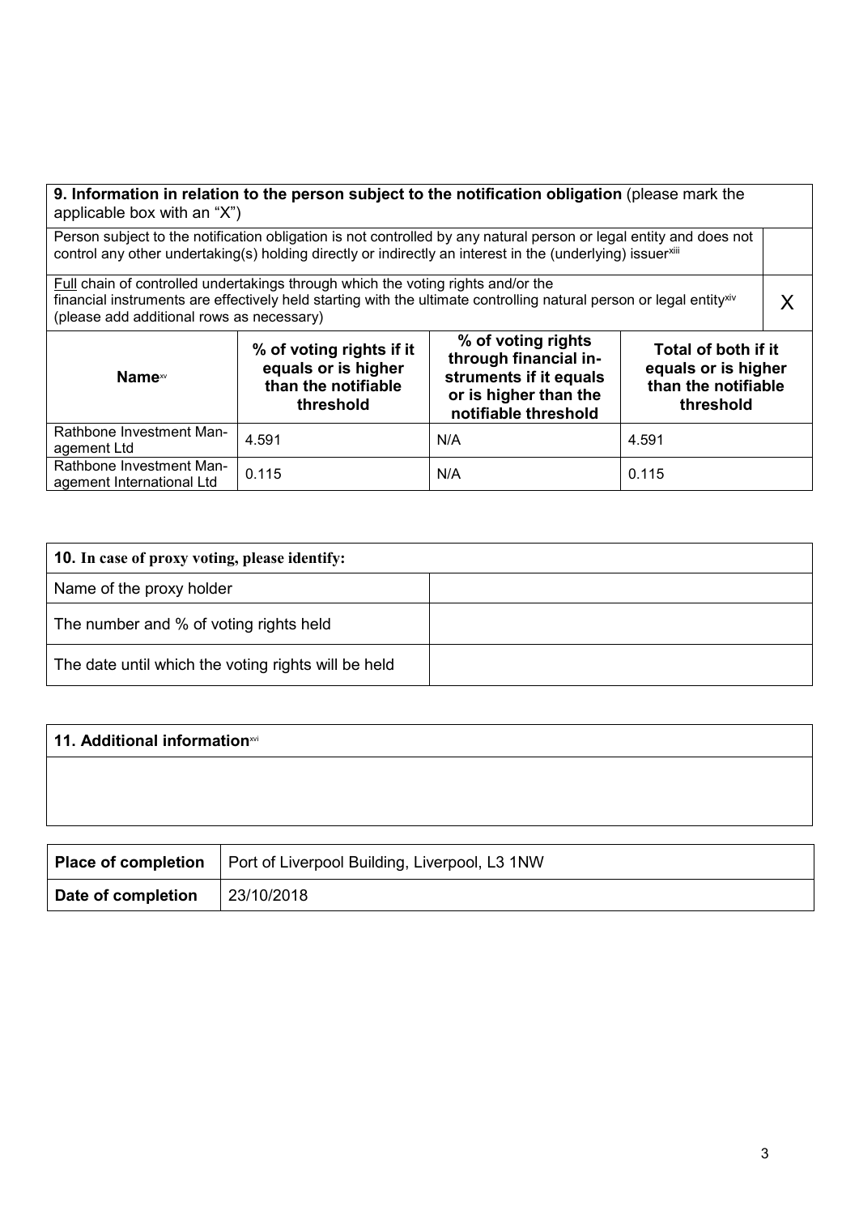| **9. Information in relation to the person subject to the notification obligation** (please mark the applicable box with an "X") | |
|---|---|
| Person subject to the notification obligation is not controlled by any natural person or legal entity and does not control any other undertaking(s) holding directly or indirectly an interest in the (underlying) issuer[xiii] | |
| Full chain of controlled undertakings through which the voting rights and/or the financial instruments are effectively held starting with the ultimate controlling natural person or legal entity[xiv] (please add additional rows as necessary) | X |

| **Name**[xv] | **% of voting rights if it equals or is higher than the notifiable threshold** | **% of voting rights through financial instruments if it equals or is higher than the notifiable threshold** | **Total of both if it equals or is higher than the notifiable threshold** |
|---|---|---|---|
| Rathbone Investment Management Ltd | 4.591 | N/A | 4.591 |
| Rathbone Investment Management International Ltd | 0.115 | N/A | 0.115 |

| **10. In case of proxy voting, please identify:** | |
|---|---|
| Name of the proxy holder | |
| The number and % of voting rights held | |
| The date until which the voting rights will be held | |

| **11. Additional information**[xvi] |
|---|
| |

| | |
|---|---|
| **Place of completion** | Port of Liverpool Building, Liverpool, L3 1NW |
| **Date of completion** | 23/10/2018 |